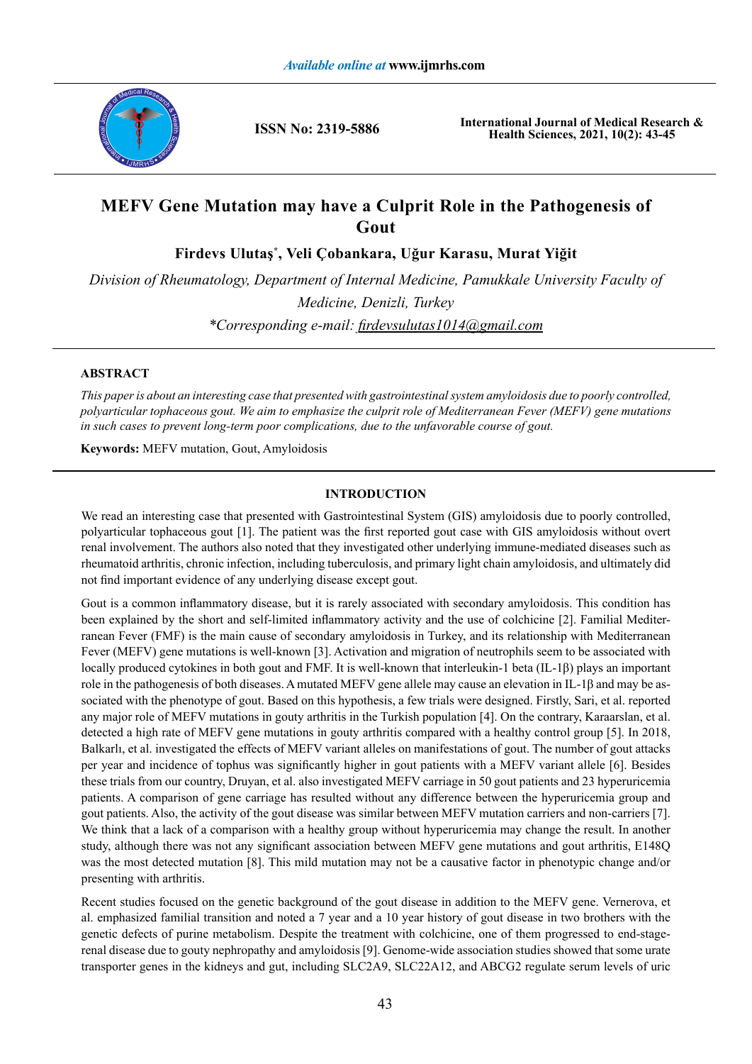# MEFV Gene Mutation may have a Culprit Role in the Pathogenesis of Gout

**Firdevs Ulutaş*, Veli Çobankara, Uğur Karasu, Murat Yiğit**

*Division of Rheumatology, Department of Internal Medicine, Pamukkale University Faculty of Medicine, Denizli, Turkey*

*\*Corresponding e-mail: firdevsulutas1014@gmail.com*

## ABSTRACT

*This paper is about an interesting case that presented with gastrointestinal system amyloidosis due to poorly controlled, polyarticular tophaceous gout. We aim to emphasize the culprit role of Mediterranean Fever (MEFV) gene mutations in such cases to prevent long-term poor complications, due to the unfavorable course of gout.*

**Keywords:** MEFV mutation, Gout, Amyloidosis

## INTRODUCTION

We read an interesting case that presented with Gastrointestinal System (GIS) amyloidosis due to poorly controlled, polyarticular tophaceous gout [1]. The patient was the first reported gout case with GIS amyloidosis without overt renal involvement. The authors also noted that they investigated other underlying immune-mediated diseases such as rheumatoid arthritis, chronic infection, including tuberculosis, and primary light chain amyloidosis, and ultimately did not find important evidence of any underlying disease except gout.

Gout is a common inflammatory disease, but it is rarely associated with secondary amyloidosis. This condition has been explained by the short and self-limited inflammatory activity and the use of colchicine [2]. Familial Mediterranean Fever (FMF) is the main cause of secondary amyloidosis in Turkey, and its relationship with Mediterranean Fever (MEFV) gene mutations is well-known [3]. Activation and migration of neutrophils seem to be associated with locally produced cytokines in both gout and FMF. It is well-known that interleukin-1 beta (IL-1β) plays an important role in the pathogenesis of both diseases. A mutated MEFV gene allele may cause an elevation in IL-1β and may be associated with the phenotype of gout. Based on this hypothesis, a few trials were designed. Firstly, Sari, et al. reported any major role of MEFV mutations in gouty arthritis in the Turkish population [4]. On the contrary, Karaarslan, et al. detected a high rate of MEFV gene mutations in gouty arthritis compared with a healthy control group [5]. In 2018, Balkarlı, et al. investigated the effects of MEFV variant alleles on manifestations of gout. The number of gout attacks per year and incidence of tophus was significantly higher in gout patients with a MEFV variant allele [6]. Besides these trials from our country, Druyan, et al. also investigated MEFV carriage in 50 gout patients and 23 hyperuricemia patients. A comparison of gene carriage has resulted without any difference between the hyperuricemia group and gout patients. Also, the activity of the gout disease was similar between MEFV mutation carriers and non-carriers [7]. We think that a lack of a comparison with a healthy group without hyperuricemia may change the result. In another study, although there was not any significant association between MEFV gene mutations and gout arthritis, E148Q was the most detected mutation [8]. This mild mutation may not be a causative factor in phenotypic change and/or presenting with arthritis.

Recent studies focused on the genetic background of the gout disease in addition to the MEFV gene. Vernerova, et al. emphasized familial transition and noted a 7 year and a 10 year history of gout disease in two brothers with the genetic defects of purine metabolism. Despite the treatment with colchicine, one of them progressed to end-stage-renal disease due to gouty nephropathy and amyloidosis [9]. Genome-wide association studies showed that some urate transporter genes in the kidneys and gut, including SLC2A9, SLC22A12, and ABCG2 regulate serum levels of uric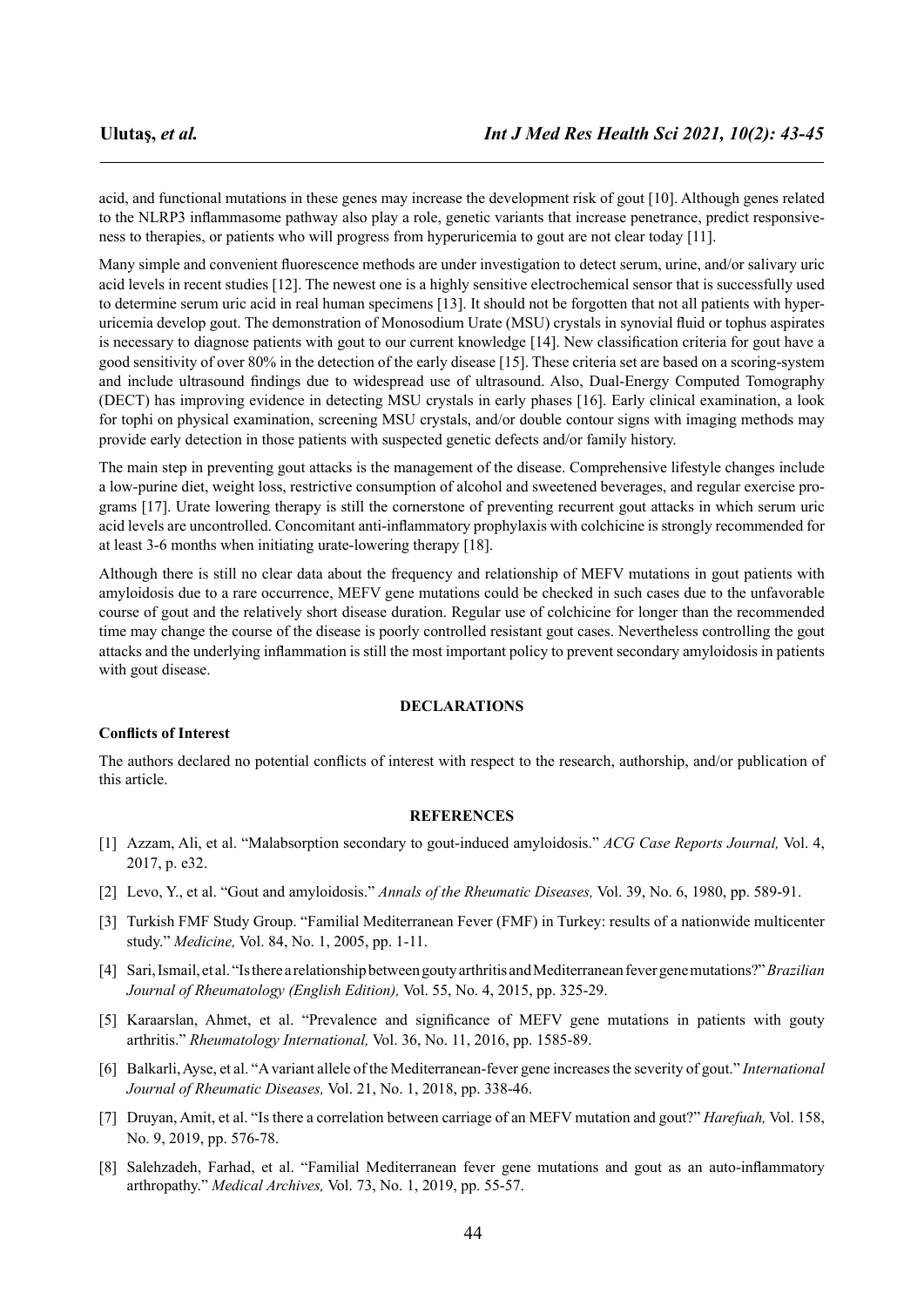acid, and functional mutations in these genes may increase the development risk of gout [10]. Although genes related to the NLRP3 inflammasome pathway also play a role, genetic variants that increase penetrance, predict responsiveness to therapies, or patients who will progress from hyperuricemia to gout are not clear today [11].

Many simple and convenient fluorescence methods are under investigation to detect serum, urine, and/or salivary uric acid levels in recent studies [12]. The newest one is a highly sensitive electrochemical sensor that is successfully used to determine serum uric acid in real human specimens [13]. It should not be forgotten that not all patients with hyperuricemia develop gout. The demonstration of Monosodium Urate (MSU) crystals in synovial fluid or tophus aspirates is necessary to diagnose patients with gout to our current knowledge [14]. New classification criteria for gout have a good sensitivity of over 80% in the detection of the early disease [15]. These criteria set are based on a scoring-system and include ultrasound findings due to widespread use of ultrasound. Also, Dual-Energy Computed Tomography (DECT) has improving evidence in detecting MSU crystals in early phases [16]. Early clinical examination, a look for tophi on physical examination, screening MSU crystals, and/or double contour signs with imaging methods may provide early detection in those patients with suspected genetic defects and/or family history.

The main step in preventing gout attacks is the management of the disease. Comprehensive lifestyle changes include a low-purine diet, weight loss, restrictive consumption of alcohol and sweetened beverages, and regular exercise programs [17]. Urate lowering therapy is still the cornerstone of preventing recurrent gout attacks in which serum uric acid levels are uncontrolled. Concomitant anti-inflammatory prophylaxis with colchicine is strongly recommended for at least 3-6 months when initiating urate-lowering therapy [18].

Although there is still no clear data about the frequency and relationship of MEFV mutations in gout patients with amyloidosis due to a rare occurrence, MEFV gene mutations could be checked in such cases due to the unfavorable course of gout and the relatively short disease duration. Regular use of colchicine for longer than the recommended time may change the course of the disease is poorly controlled resistant gout cases. Nevertheless controlling the gout attacks and the underlying inflammation is still the most important policy to prevent secondary amyloidosis in patients with gout disease.

## DECLARATIONS

### Conflicts of Interest

The authors declared no potential conflicts of interest with respect to the research, authorship, and/or publication of this article.

## REFERENCES

[1] Azzam, Ali, et al. "Malabsorption secondary to gout-induced amyloidosis." *ACG Case Reports Journal,* Vol. 4, 2017, p. e32.

[2] Levo, Y., et al. "Gout and amyloidosis." *Annals of the Rheumatic Diseases,* Vol. 39, No. 6, 1980, pp. 589-91.

[3] Turkish FMF Study Group. "Familial Mediterranean Fever (FMF) in Turkey: results of a nationwide multicenter study." *Medicine,* Vol. 84, No. 1, 2005, pp. 1-11.

[4] Sari, Ismail, et al. "Is there a relationship between gouty arthritis and Mediterranean fever gene mutations?" *Brazilian Journal of Rheumatology (English Edition),* Vol. 55, No. 4, 2015, pp. 325-29.

[5] Karaarslan, Ahmet, et al. "Prevalence and significance of MEFV gene mutations in patients with gouty arthritis." *Rheumatology International,* Vol. 36, No. 11, 2016, pp. 1585-89.

[6] Balkarli, Ayse, et al. "A variant allele of the Mediterranean-fever gene increases the severity of gout." *International Journal of Rheumatic Diseases,* Vol. 21, No. 1, 2018, pp. 338-46.

[7] Druyan, Amit, et al. "Is there a correlation between carriage of an MEFV mutation and gout?" *Harefuah,* Vol. 158, No. 9, 2019, pp. 576-78.

[8] Salehzadeh, Farhad, et al. "Familial Mediterranean fever gene mutations and gout as an auto-inflammatory arthropathy." *Medical Archives,* Vol. 73, No. 1, 2019, pp. 55-57.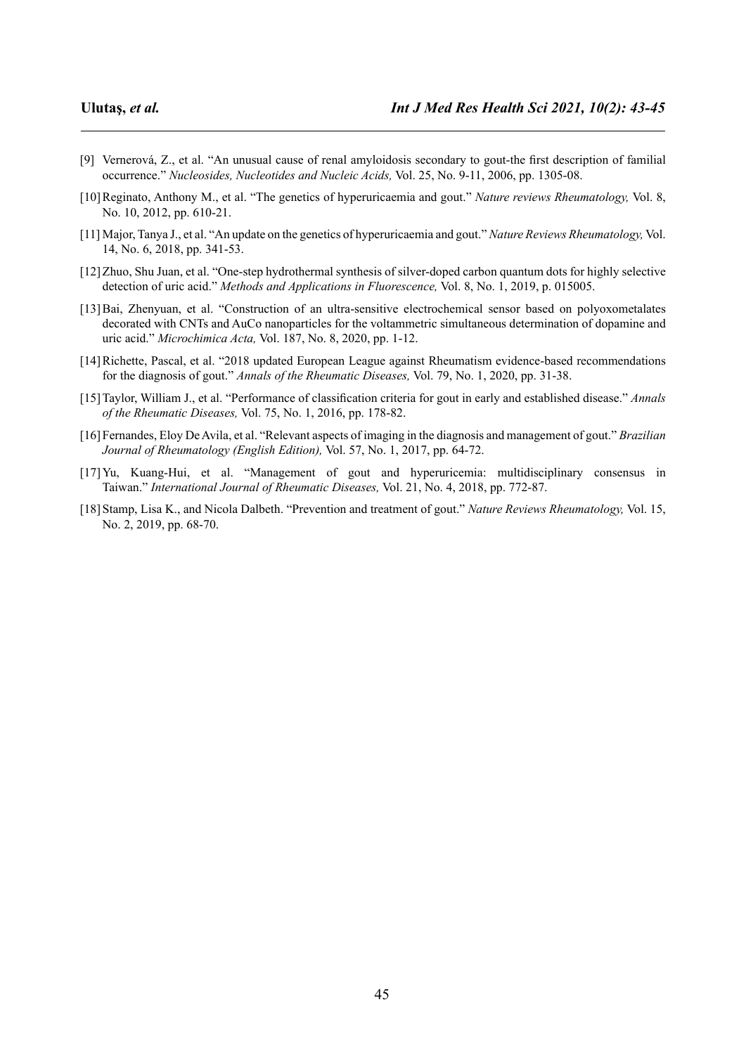[9] Vernerová, Z., et al. "An unusual cause of renal amyloidosis secondary to gout-the first description of familial occurrence." *Nucleosides, Nucleotides and Nucleic Acids,* Vol. 25, No. 9-11, 2006, pp. 1305-08.

[10] Reginato, Anthony M., et al. "The genetics of hyperuricaemia and gout." *Nature reviews Rheumatology,* Vol. 8, No. 10, 2012, pp. 610-21.

[11] Major, Tanya J., et al. "An update on the genetics of hyperuricaemia and gout." *Nature Reviews Rheumatology,* Vol. 14, No. 6, 2018, pp. 341-53.

[12] Zhuo, Shu Juan, et al. "One-step hydrothermal synthesis of silver-doped carbon quantum dots for highly selective detection of uric acid." *Methods and Applications in Fluorescence,* Vol. 8, No. 1, 2019, p. 015005.

[13] Bai, Zhenyuan, et al. "Construction of an ultra-sensitive electrochemical sensor based on polyoxometalates decorated with CNTs and AuCo nanoparticles for the voltammetric simultaneous determination of dopamine and uric acid." *Microchimica Acta,* Vol. 187, No. 8, 2020, pp. 1-12.

[14] Richette, Pascal, et al. "2018 updated European League against Rheumatism evidence-based recommendations for the diagnosis of gout." *Annals of the Rheumatic Diseases,* Vol. 79, No. 1, 2020, pp. 31-38.

[15] Taylor, William J., et al. "Performance of classification criteria for gout in early and established disease." *Annals of the Rheumatic Diseases,* Vol. 75, No. 1, 2016, pp. 178-82.

[16] Fernandes, Eloy De Avila, et al. "Relevant aspects of imaging in the diagnosis and management of gout." *Brazilian Journal of Rheumatology (English Edition),* Vol. 57, No. 1, 2017, pp. 64-72.

[17] Yu, Kuang-Hui, et al. "Management of gout and hyperuricemia: multidisciplinary consensus in Taiwan." *International Journal of Rheumatic Diseases,* Vol. 21, No. 4, 2018, pp. 772-87.

[18] Stamp, Lisa K., and Nicola Dalbeth. "Prevention and treatment of gout." *Nature Reviews Rheumatology,* Vol. 15, No. 2, 2019, pp. 68-70.